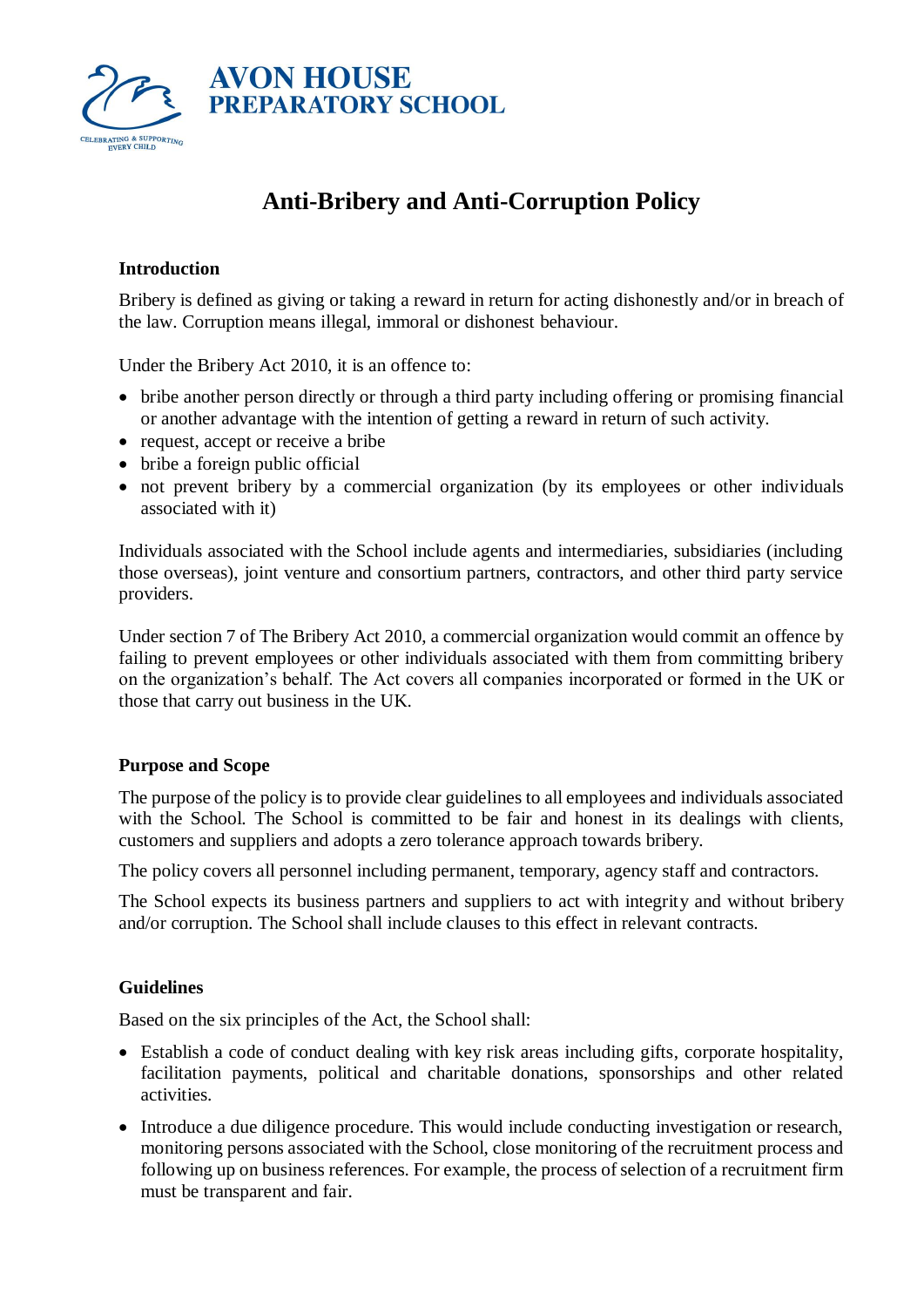**AVON HOUSE**
**PREPARATORY SCHOOL**

CELEBRATING & SUPPORTING EVERY CHILD

# Anti-Bribery and Anti-Corruption Policy

### Introduction

Bribery is defined as giving or taking a reward in return for acting dishonestly and/or in breach of the law. Corruption means illegal, immoral or dishonest behaviour.

Under the Bribery Act 2010, it is an offence to:

- bribe another person directly or through a third party including offering or promising financial or another advantage with the intention of getting a reward in return of such activity.
- request, accept or receive a bribe
- bribe a foreign public official
- not prevent bribery by a commercial organization (by its employees or other individuals associated with it)

Individuals associated with the School include agents and intermediaries, subsidiaries (including those overseas), joint venture and consortium partners, contractors, and other third party service providers.

Under section 7 of The Bribery Act 2010, a commercial organization would commit an offence by failing to prevent employees or other individuals associated with them from committing bribery on the organization's behalf. The Act covers all companies incorporated or formed in the UK or those that carry out business in the UK.

### Purpose and Scope

The purpose of the policy is to provide clear guidelines to all employees and individuals associated with the School. The School is committed to be fair and honest in its dealings with clients, customers and suppliers and adopts a zero tolerance approach towards bribery.

The policy covers all personnel including permanent, temporary, agency staff and contractors.

The School expects its business partners and suppliers to act with integrity and without bribery and/or corruption. The School shall include clauses to this effect in relevant contracts.

### Guidelines

Based on the six principles of the Act, the School shall:

- Establish a code of conduct dealing with key risk areas including gifts, corporate hospitality, facilitation payments, political and charitable donations, sponsorships and other related activities.
- Introduce a due diligence procedure. This would include conducting investigation or research, monitoring persons associated with the School, close monitoring of the recruitment process and following up on business references. For example, the process of selection of a recruitment firm must be transparent and fair.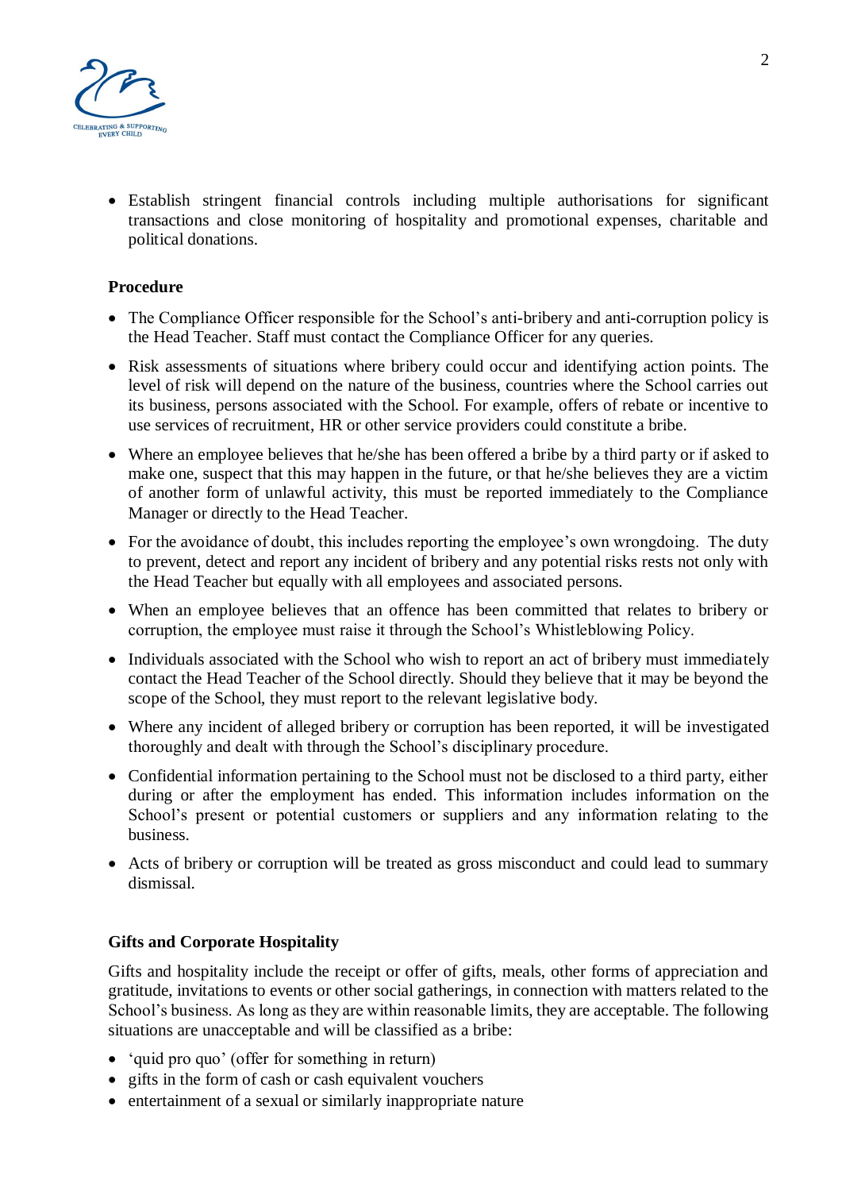- Establish stringent financial controls including multiple authorisations for significant transactions and close monitoring of hospitality and promotional expenses, charitable and political donations.

**Procedure**

- The Compliance Officer responsible for the School's anti-bribery and anti-corruption policy is the Head Teacher. Staff must contact the Compliance Officer for any queries.
- Risk assessments of situations where bribery could occur and identifying action points. The level of risk will depend on the nature of the business, countries where the School carries out its business, persons associated with the School. For example, offers of rebate or incentive to use services of recruitment, HR or other service providers could constitute a bribe.
- Where an employee believes that he/she has been offered a bribe by a third party or if asked to make one, suspect that this may happen in the future, or that he/she believes they are a victim of another form of unlawful activity, this must be reported immediately to the Compliance Manager or directly to the Head Teacher.
- For the avoidance of doubt, this includes reporting the employee's own wrongdoing. The duty to prevent, detect and report any incident of bribery and any potential risks rests not only with the Head Teacher but equally with all employees and associated persons.
- When an employee believes that an offence has been committed that relates to bribery or corruption, the employee must raise it through the School's Whistleblowing Policy.
- Individuals associated with the School who wish to report an act of bribery must immediately contact the Head Teacher of the School directly. Should they believe that it may be beyond the scope of the School, they must report to the relevant legislative body.
- Where any incident of alleged bribery or corruption has been reported, it will be investigated thoroughly and dealt with through the School's disciplinary procedure.
- Confidential information pertaining to the School must not be disclosed to a third party, either during or after the employment has ended. This information includes information on the School's present or potential customers or suppliers and any information relating to the business.
- Acts of bribery or corruption will be treated as gross misconduct and could lead to summary dismissal.

**Gifts and Corporate Hospitality**

Gifts and hospitality include the receipt or offer of gifts, meals, other forms of appreciation and gratitude, invitations to events or other social gatherings, in connection with matters related to the School's business. As long as they are within reasonable limits, they are acceptable. The following situations are unacceptable and will be classified as a bribe:

- 'quid pro quo' (offer for something in return)
- gifts in the form of cash or cash equivalent vouchers
- entertainment of a sexual or similarly inappropriate nature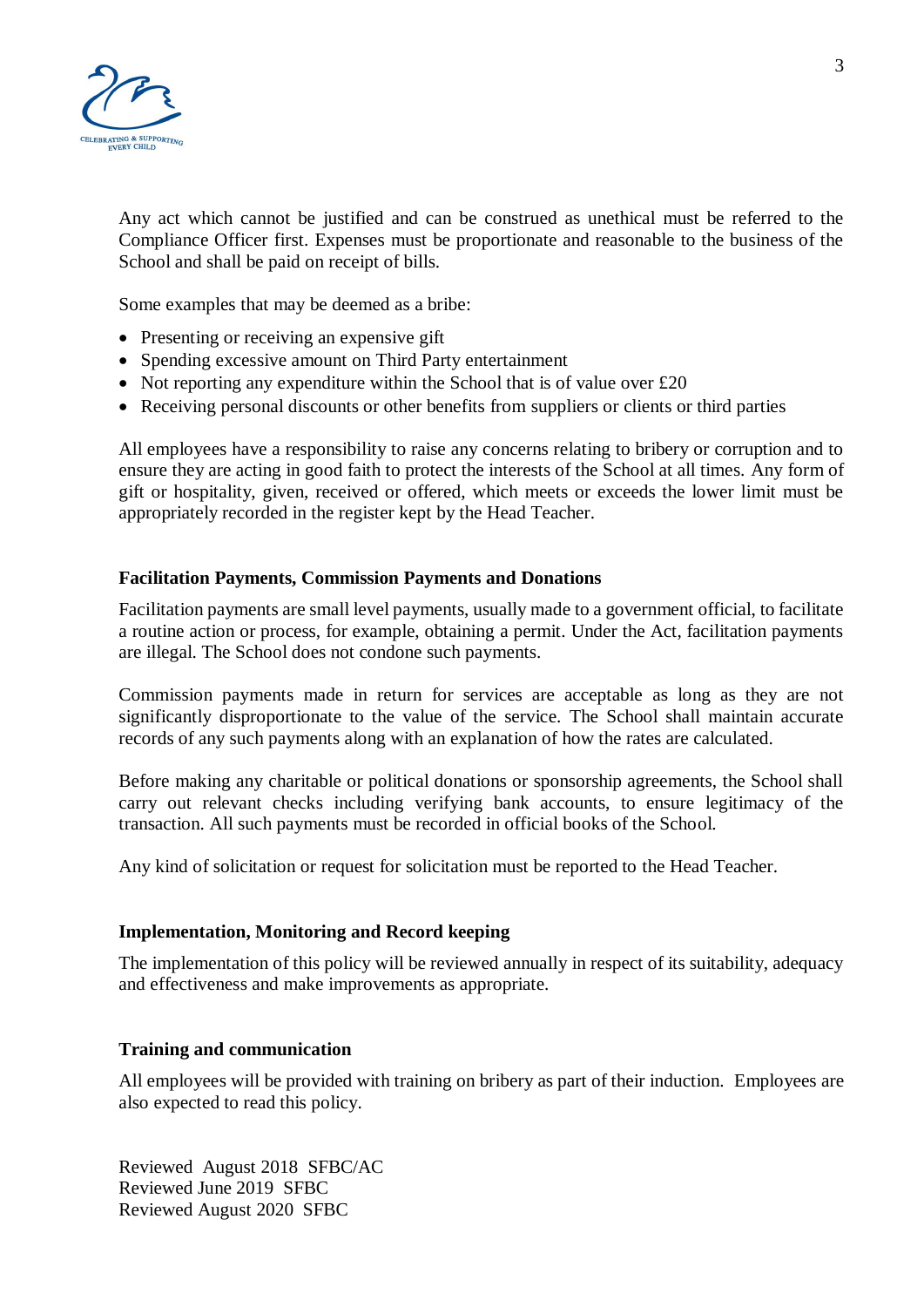Any act which cannot be justified and can be construed as unethical must be referred to the Compliance Officer first. Expenses must be proportionate and reasonable to the business of the School and shall be paid on receipt of bills.

Some examples that may be deemed as a bribe:

- Presenting or receiving an expensive gift
- Spending excessive amount on Third Party entertainment
- Not reporting any expenditure within the School that is of value over £20
- Receiving personal discounts or other benefits from suppliers or clients or third parties

All employees have a responsibility to raise any concerns relating to bribery or corruption and to ensure they are acting in good faith to protect the interests of the School at all times. Any form of gift or hospitality, given, received or offered, which meets or exceeds the lower limit must be appropriately recorded in the register kept by the Head Teacher.

**Facilitation Payments, Commission Payments and Donations**

Facilitation payments are small level payments, usually made to a government official, to facilitate a routine action or process, for example, obtaining a permit. Under the Act, facilitation payments are illegal. The School does not condone such payments.

Commission payments made in return for services are acceptable as long as they are not significantly disproportionate to the value of the service. The School shall maintain accurate records of any such payments along with an explanation of how the rates are calculated.

Before making any charitable or political donations or sponsorship agreements, the School shall carry out relevant checks including verifying bank accounts, to ensure legitimacy of the transaction. All such payments must be recorded in official books of the School.

Any kind of solicitation or request for solicitation must be reported to the Head Teacher.

**Implementation, Monitoring and Record keeping**

The implementation of this policy will be reviewed annually in respect of its suitability, adequacy and effectiveness and make improvements as appropriate.

**Training and communication**

All employees will be provided with training on bribery as part of their induction. Employees are also expected to read this policy.

Reviewed August 2018 SFBC/AC
Reviewed June 2019 SFBC
Reviewed August 2020 SFBC